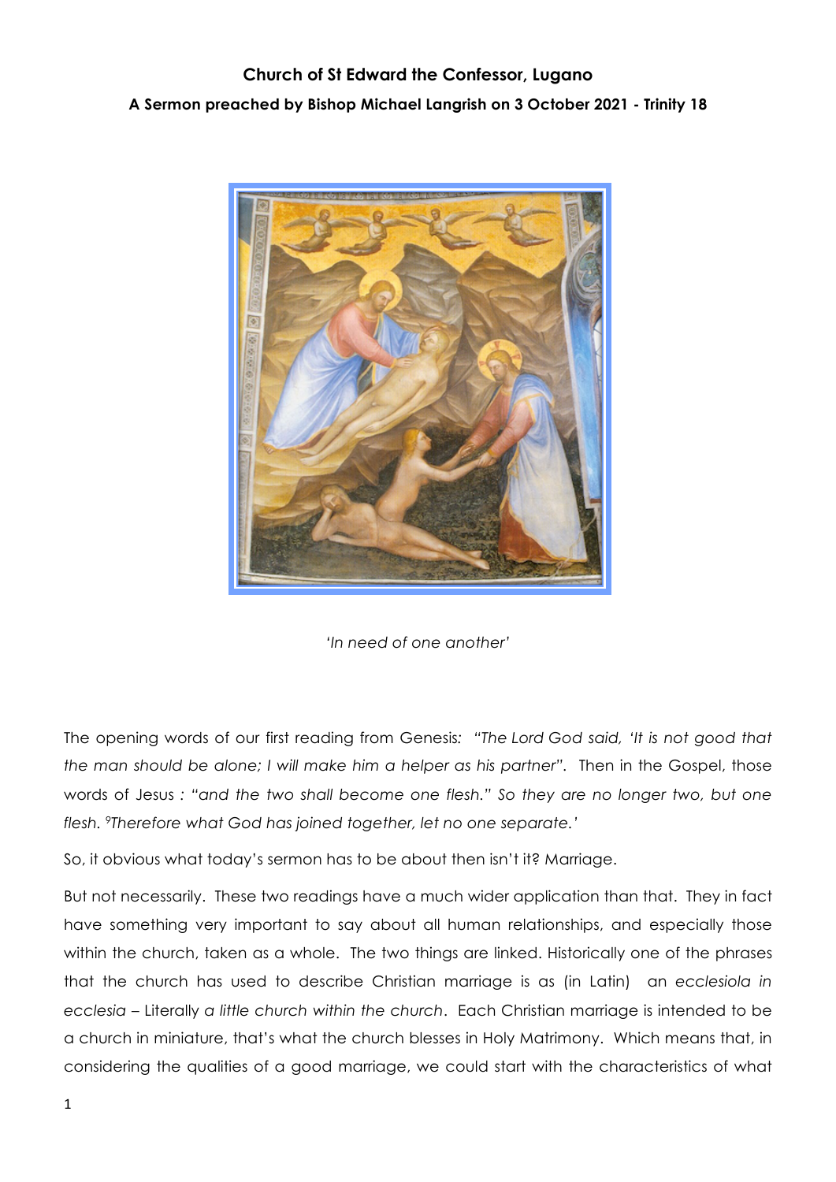**Church of St Edward the Confessor, Lugano**

**A Sermon preached by Bishop Michael Langrish on 3 October 2021 - Trinity 18**

*'In need of one another'*

The opening words of our first reading from Genesis*: "The Lord God said, 'It is not good that the man should be alone; I will make him a helper as his partner"*. Then in the Gospel, those words of Jesus *: "and the two shall become one flesh." So they are no longer two, but one flesh. [9]Therefore what God has joined together, let no one separate.'*

So, it obvious what today's sermon has to be about then isn't it? Marriage.

But not necessarily. These two readings have a much wider application than that. They in fact have something very important to say about all human relationships, and especially those within the church, taken as a whole. The two things are linked. Historically one of the phrases that the church has used to describe Christian marriage is as (in Latin) an *ecclesiola in ecclesia* – Literally *a little church within the church*. Each Christian marriage is intended to be a church in miniature, that's what the church blesses in Holy Matrimony. Which means that, in considering the qualities of a good marriage, we could start with the characteristics of what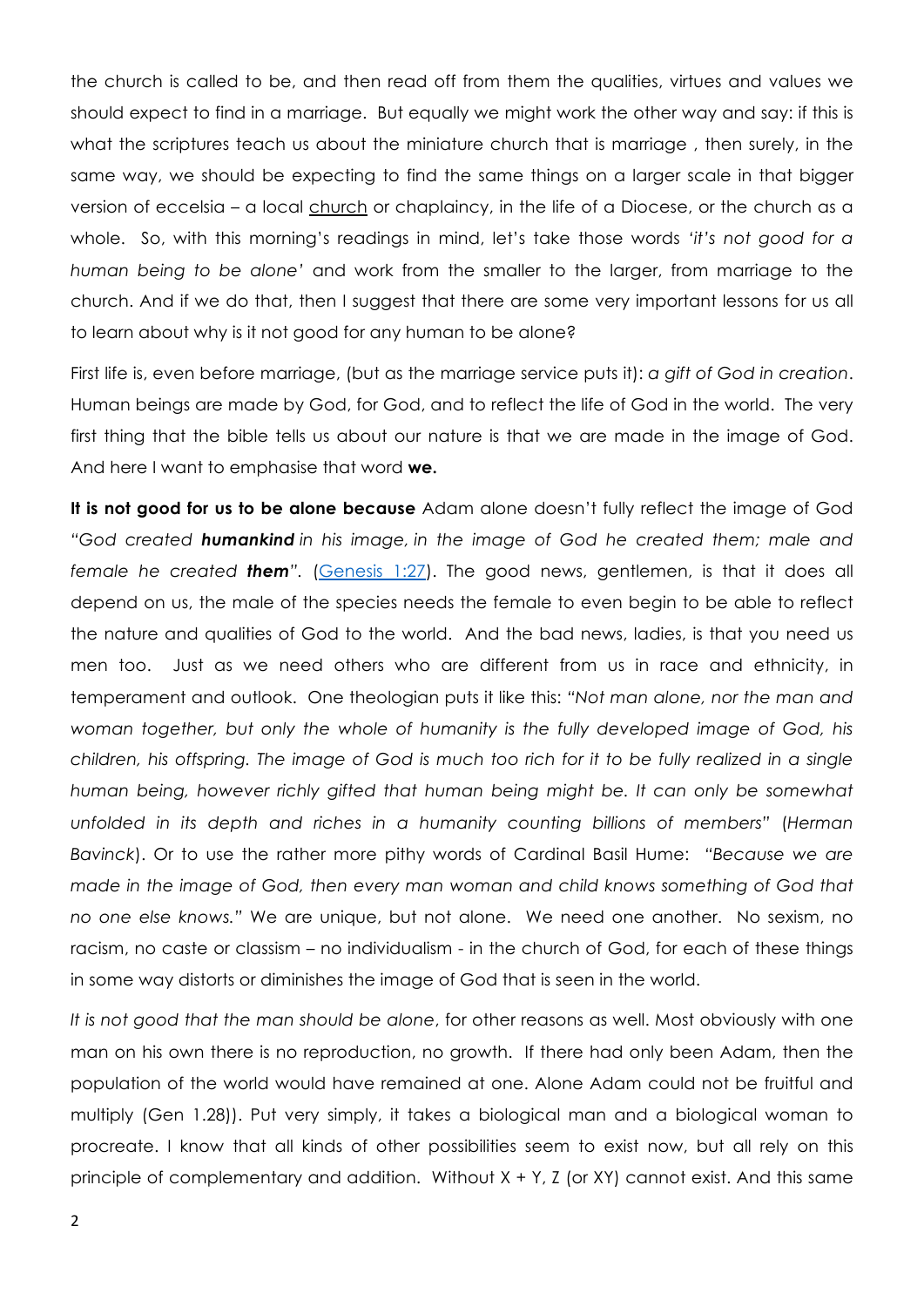the church is called to be, and then read off from them the qualities, virtues and values we should expect to find in a marriage. But equally we might work the other way and say: if this is what the scriptures teach us about the miniature church that is marriage , then surely, in the same way, we should be expecting to find the same things on a larger scale in that bigger version of eccelsia – a local church or chaplaincy, in the life of a Diocese, or the church as a whole. So, with this morning's readings in mind, let's take those words *'it's not good for a human being to be alone'* and work from the smaller to the larger, from marriage to the church. And if we do that, then I suggest that there are some very important lessons for us all to learn about why is it not good for any human to be alone?

First life is, even before marriage, (but as the marriage service puts it): *a gift of God in creation*. Human beings are made by God, for God, and to reflect the life of God in the world. The very first thing that the bible tells us about our nature is that we are made in the image of God. And here I want to emphasise that word **we.**

**It is not good for us to be alone because** Adam alone doesn't fully reflect the image of God *"God created **humankind** in his image, in the image of God he created them; male and female he created **them**"*. (Genesis 1:27). The good news, gentlemen, is that it does all depend on us, the male of the species needs the female to even begin to be able to reflect the nature and qualities of God to the world. And the bad news, ladies, is that you need us men too. Just as we need others who are different from us in race and ethnicity, in temperament and outlook. One theologian puts it like this: *"Not man alone, nor the man and woman together, but only the whole of humanity is the fully developed image of God, his children, his offspring. The image of God is much too rich for it to be fully realized in a single human being, however richly gifted that human being might be. It can only be somewhat unfolded in its depth and riches in a humanity counting billions of members"* (*Herman Bavinck*). Or to use the rather more pithy words of Cardinal Basil Hume: *"Because we are made in the image of God, then every man woman and child knows something of God that no one else knows."* We are unique, but not alone. We need one another. No sexism, no racism, no caste or classism – no individualism - in the church of God, for each of these things in some way distorts or diminishes the image of God that is seen in the world.

*It is not good that the man should be alone*, for other reasons as well. Most obviously with one man on his own there is no reproduction, no growth. If there had only been Adam, then the population of the world would have remained at one. Alone Adam could not be fruitful and multiply (Gen 1.28)). Put very simply, it takes a biological man and a biological woman to procreate. I know that all kinds of other possibilities seem to exist now, but all rely on this principle of complementary and addition. Without X + Y, Z (or XY) cannot exist. And this same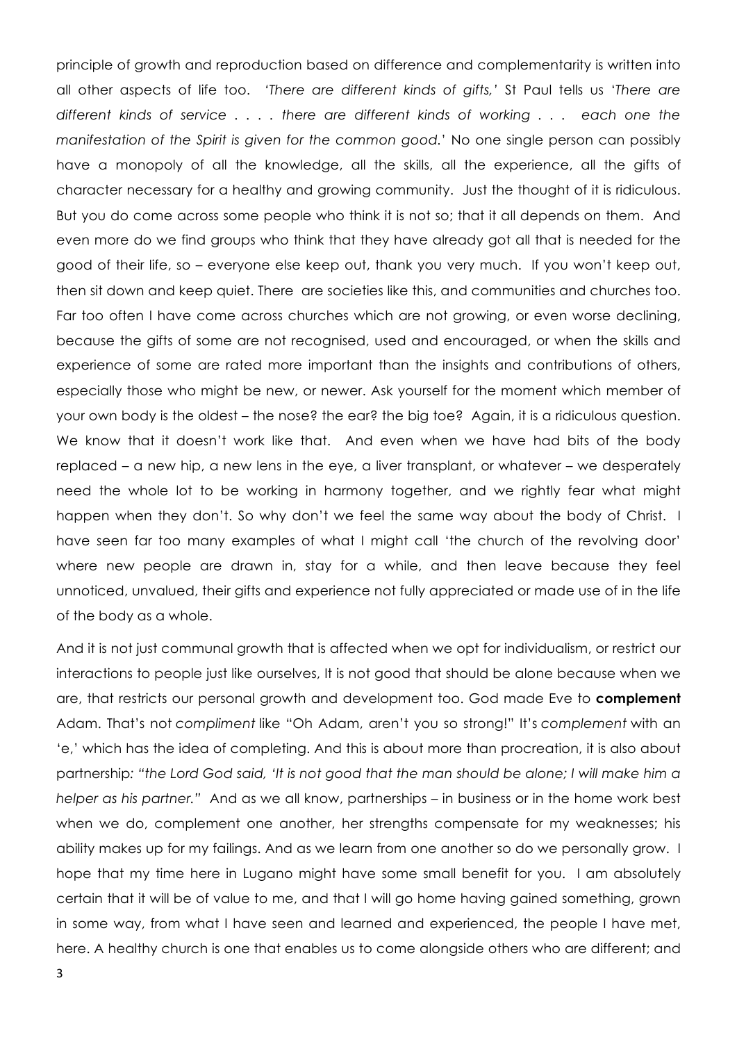principle of growth and reproduction based on difference and complementarity is written into all other aspects of life too. *'There are different kinds of gifts,'* St Paul tells us '*There are different kinds of service . . . . there are different kinds of working . . . each one the manifestation of the Spirit is given for the common good.*' No one single person can possibly have a monopoly of all the knowledge, all the skills, all the experience, all the gifts of character necessary for a healthy and growing community. Just the thought of it is ridiculous. But you do come across some people who think it is not so; that it all depends on them. And even more do we find groups who think that they have already got all that is needed for the good of their life, so – everyone else keep out, thank you very much. If you won't keep out, then sit down and keep quiet. There are societies like this, and communities and churches too. Far too often I have come across churches which are not growing, or even worse declining, because the gifts of some are not recognised, used and encouraged, or when the skills and experience of some are rated more important than the insights and contributions of others, especially those who might be new, or newer. Ask yourself for the moment which member of your own body is the oldest – the nose? the ear? the big toe? Again, it is a ridiculous question. We know that it doesn't work like that. And even when we have had bits of the body replaced – a new hip, a new lens in the eye, a liver transplant, or whatever – we desperately need the whole lot to be working in harmony together, and we rightly fear what might happen when they don't. So why don't we feel the same way about the body of Christ. I have seen far too many examples of what I might call 'the church of the revolving door' where new people are drawn in, stay for a while, and then leave because they feel unnoticed, unvalued, their gifts and experience not fully appreciated or made use of in the life of the body as a whole.

And it is not just communal growth that is affected when we opt for individualism, or restrict our interactions to people just like ourselves, It is not good that should be alone because when we are, that restricts our personal growth and development too. God made Eve to **complement** Adam. That's not *compliment* like "Oh Adam, aren't you so strong!" It's *complement* with an 'e,' which has the idea of completing. And this is about more than procreation, it is also about partnership*: "the Lord God said, 'It is not good that the man should be alone; I will make him a helper as his partner."* And as we all know, partnerships – in business or in the home work best when we do, complement one another, her strengths compensate for my weaknesses; his ability makes up for my failings. And as we learn from one another so do we personally grow. I hope that my time here in Lugano might have some small benefit for you. I am absolutely certain that it will be of value to me, and that I will go home having gained something, grown in some way, from what I have seen and learned and experienced, the people I have met, here. A healthy church is one that enables us to come alongside others who are different; and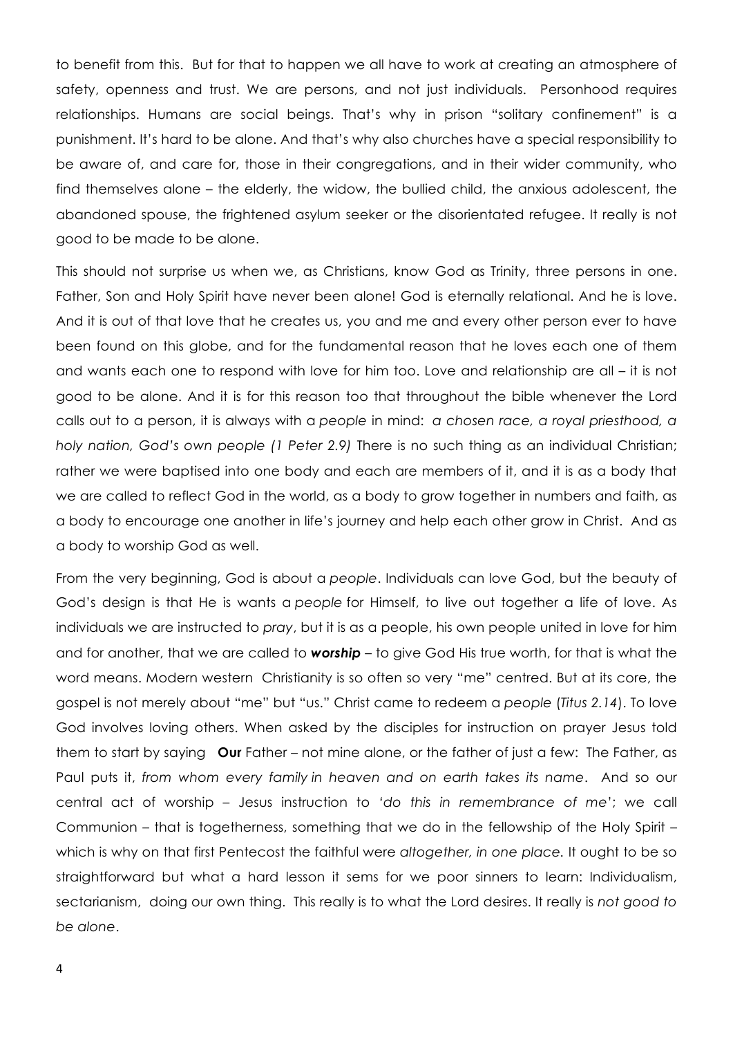to benefit from this. But for that to happen we all have to work at creating an atmosphere of safety, openness and trust. We are persons, and not just individuals. Personhood requires relationships. Humans are social beings. That's why in prison "solitary confinement" is a punishment. It's hard to be alone. And that's why also churches have a special responsibility to be aware of, and care for, those in their congregations, and in their wider community, who find themselves alone – the elderly, the widow, the bullied child, the anxious adolescent, the abandoned spouse, the frightened asylum seeker or the disorientated refugee. It really is not good to be made to be alone.

This should not surprise us when we, as Christians, know God as Trinity, three persons in one. Father, Son and Holy Spirit have never been alone! God is eternally relational. And he is love. And it is out of that love that he creates us, you and me and every other person ever to have been found on this globe, and for the fundamental reason that he loves each one of them and wants each one to respond with love for him too. Love and relationship are all – it is not good to be alone. And it is for this reason too that throughout the bible whenever the Lord calls out to a person, it is always with a *people* in mind: *a chosen race, a royal priesthood, a holy nation, God's own people (1 Peter 2.9)* There is no such thing as an individual Christian; rather we were baptised into one body and each are members of it, and it is as a body that we are called to reflect God in the world, as a body to grow together in numbers and faith, as a body to encourage one another in life's journey and help each other grow in Christ. And as a body to worship God as well.

From the very beginning, God is about a *people*. Individuals can love God, but the beauty of God's design is that He is wants a *people* for Himself, to live out together a life of love. As individuals we are instructed to *pray*, but it is as a people, his own people united in love for him and for another, that we are called to ***worship*** – to give God His true worth, for that is what the word means. Modern western Christianity is so often so very "me" centred. But at its core, the gospel is not merely about "me" but "us." Christ came to redeem a *people* (*Titus 2.14*). To love God involves loving others. When asked by the disciples for instruction on prayer Jesus told them to start by saying **Our** Father – not mine alone, or the father of just a few: The Father, as Paul puts it, *from whom every family in heaven and on earth takes its name*. And so our central act of worship – Jesus instruction to *'do this in remembrance of me'*; we call Communion – that is togetherness, something that we do in the fellowship of the Holy Spirit – which is why on that first Pentecost the faithful were *altogether, in one place.* It ought to be so straightforward but what a hard lesson it sems for we poor sinners to learn: Individualism, sectarianism, doing our own thing. This really is to what the Lord desires. It really is *not good to be alone*.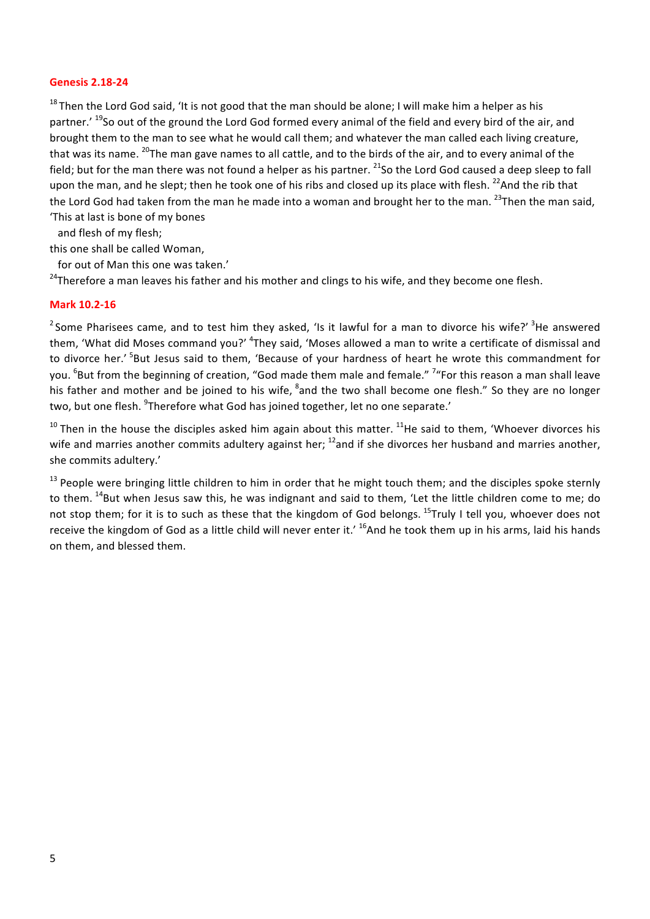**Genesis 2.18-24**

[18] Then the Lord God said, 'It is not good that the man should be alone; I will make him a helper as his partner.' [19]So out of the ground the Lord God formed every animal of the field and every bird of the air, and brought them to the man to see what he would call them; and whatever the man called each living creature, that was its name. [20]The man gave names to all cattle, and to the birds of the air, and to every animal of the field; but for the man there was not found a helper as his partner. [21]So the Lord God caused a deep sleep to fall upon the man, and he slept; then he took one of his ribs and closed up its place with flesh. [22]And the rib that the Lord God had taken from the man he made into a woman and brought her to the man. [23]Then the man said,
'This at last is bone of my bones
  and flesh of my flesh;
this one shall be called Woman,
  for out of Man this one was taken.'
[24]Therefore a man leaves his father and his mother and clings to his wife, and they become one flesh.

**Mark 10.2-16**

[2] Some Pharisees came, and to test him they asked, 'Is it lawful for a man to divorce his wife?' [3]He answered them, 'What did Moses command you?' [4]They said, 'Moses allowed a man to write a certificate of dismissal and to divorce her.' [5]But Jesus said to them, 'Because of your hardness of heart he wrote this commandment for you. [6]But from the beginning of creation, "God made them male and female." [7]"For this reason a man shall leave his father and mother and be joined to his wife, [8]and the two shall become one flesh." So they are no longer two, but one flesh. [9]Therefore what God has joined together, let no one separate.'

[10] Then in the house the disciples asked him again about this matter. [11]He said to them, 'Whoever divorces his wife and marries another commits adultery against her; [12]and if she divorces her husband and marries another, she commits adultery.'

[13] People were bringing little children to him in order that he might touch them; and the disciples spoke sternly to them. [14]But when Jesus saw this, he was indignant and said to them, 'Let the little children come to me; do not stop them; for it is to such as these that the kingdom of God belongs. [15]Truly I tell you, whoever does not receive the kingdom of God as a little child will never enter it.' [16]And he took them up in his arms, laid his hands on them, and blessed them.